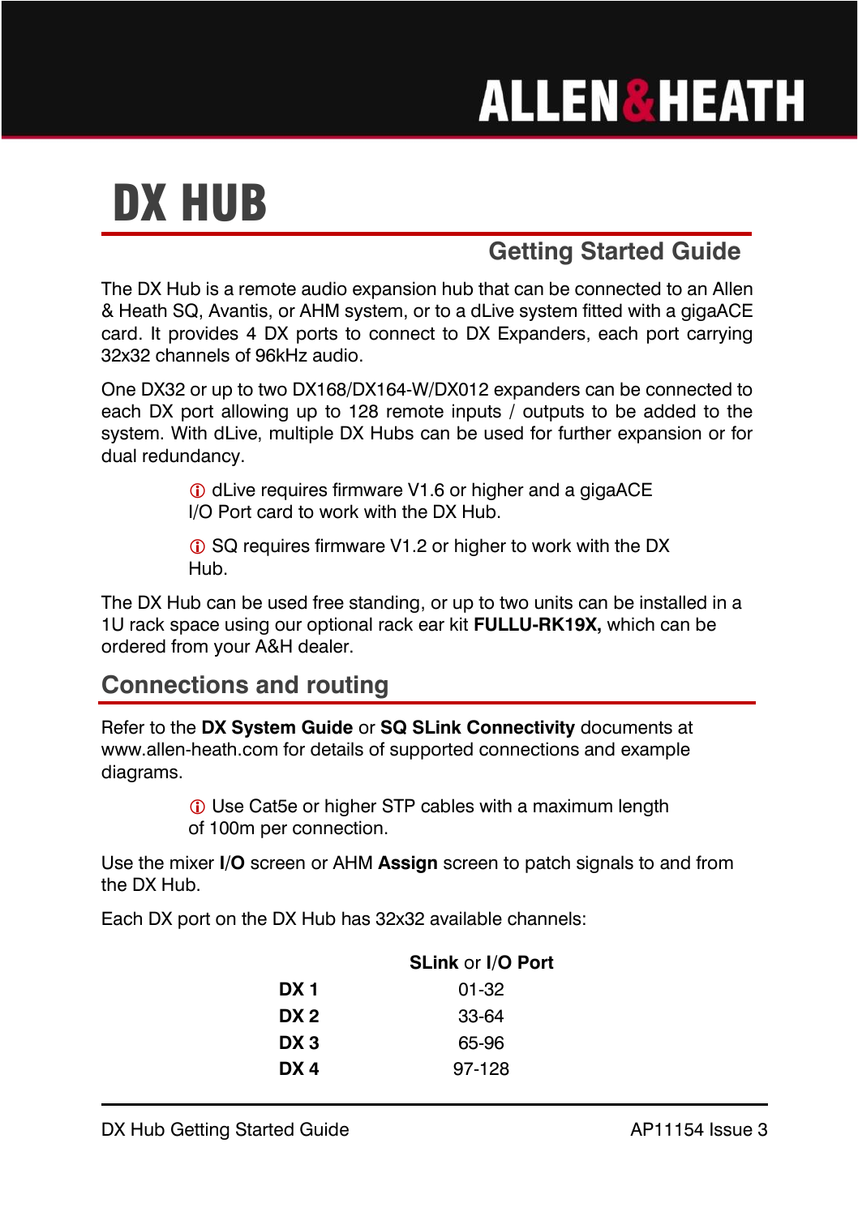ALLEN&HEATH

# DX HUB

## Getting Started Guide

The DX Hub is a remote audio expansion hub that can be connected to an Allen & Heath SQ, Avantis, or AHM system, or to a dLive system fitted with a gigaACE card. It provides 4 DX ports to connect to DX Expanders, each port carrying 32x32 channels of 96kHz audio.

One DX32 or up to two DX168/DX164-W/DX012 expanders can be connected to each DX port allowing up to 128 remote inputs / outputs to be added to the system. With dLive, multiple DX Hubs can be used for further expansion or for dual redundancy.

> ⓘ dLive requires firmware V1.6 or higher and a gigaACE I/O Port card to work with the DX Hub.

> ⓘ SQ requires firmware V1.2 or higher to work with the DX Hub.

The DX Hub can be used free standing, or up to two units can be installed in a 1U rack space using our optional rack ear kit **FULLU-RK19X,** which can be ordered from your A&H dealer.

## Connections and routing

Refer to the **DX System Guide** or **SQ SLink Connectivity** documents at www.allen-heath.com for details of supported connections and example diagrams.

> ⓘ Use Cat5e or higher STP cables with a maximum length of 100m per connection.

Use the mixer **I/O** screen or AHM **Assign** screen to patch signals to and from the DX Hub.

Each DX port on the DX Hub has 32x32 available channels:

| | **SLink** or **I/O Port** |
|---|---|
| **DX 1** | 01-32 |
| **DX 2** | 33-64 |
| **DX 3** | 65-96 |
| **DX 4** | 97-128 |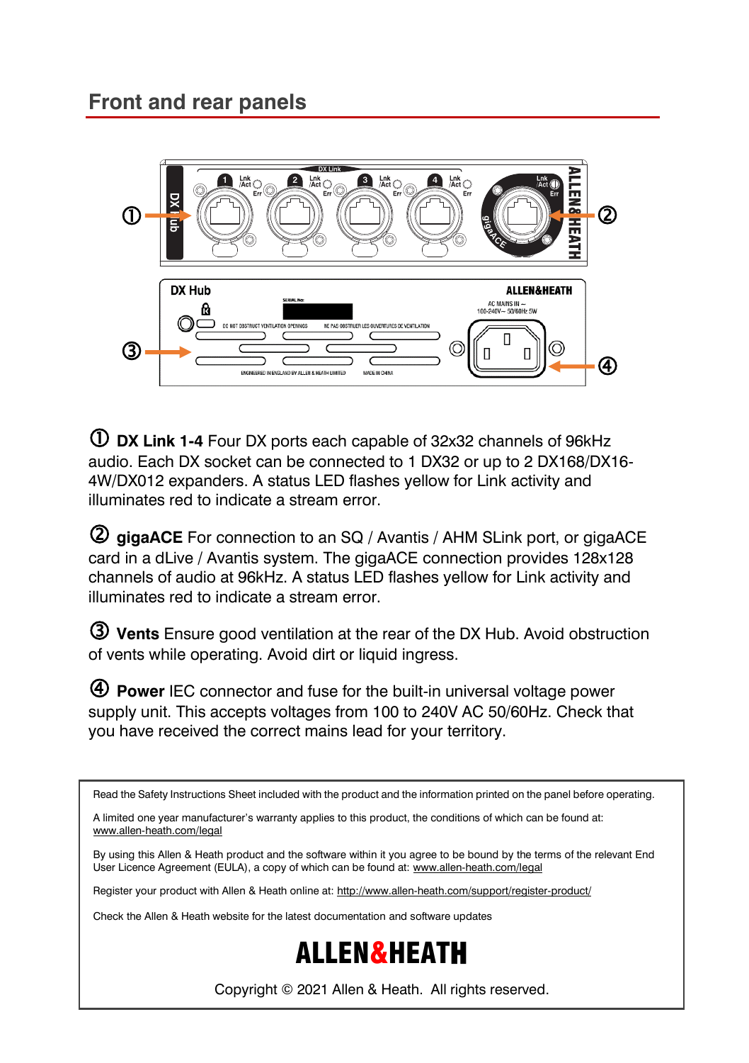## Front and rear panels

① **DX Link 1-4** Four DX ports each capable of 32x32 channels of 96kHz audio. Each DX socket can be connected to 1 DX32 or up to 2 DX168/DX16-4W/DX012 expanders. A status LED flashes yellow for Link activity and illuminates red to indicate a stream error.

② **gigaACE** For connection to an SQ / Avantis / AHM SLink port, or gigaACE card in a dLive / Avantis system. The gigaACE connection provides 128x128 channels of audio at 96kHz. A status LED flashes yellow for Link activity and illuminates red to indicate a stream error.

③ **Vents** Ensure good ventilation at the rear of the DX Hub. Avoid obstruction of vents while operating. Avoid dirt or liquid ingress.

④ **Power** IEC connector and fuse for the built-in universal voltage power supply unit. This accepts voltages from 100 to 240V AC 50/60Hz. Check that you have received the correct mains lead for your territory.

Read the Safety Instructions Sheet included with the product and the information printed on the panel before operating.

A limited one year manufacturer's warranty applies to this product, the conditions of which can be found at: www.allen-heath.com/legal

By using this Allen & Heath product and the software within it you agree to be bound by the terms of the relevant End User Licence Agreement (EULA), a copy of which can be found at: www.allen-heath.com/legal

Register your product with Allen & Heath online at: http://www.allen-heath.com/support/register-product/

Check the Allen & Heath website for the latest documentation and software updates

**ALLEN&HEATH**

Copyright © 2021 Allen & Heath. All rights reserved.